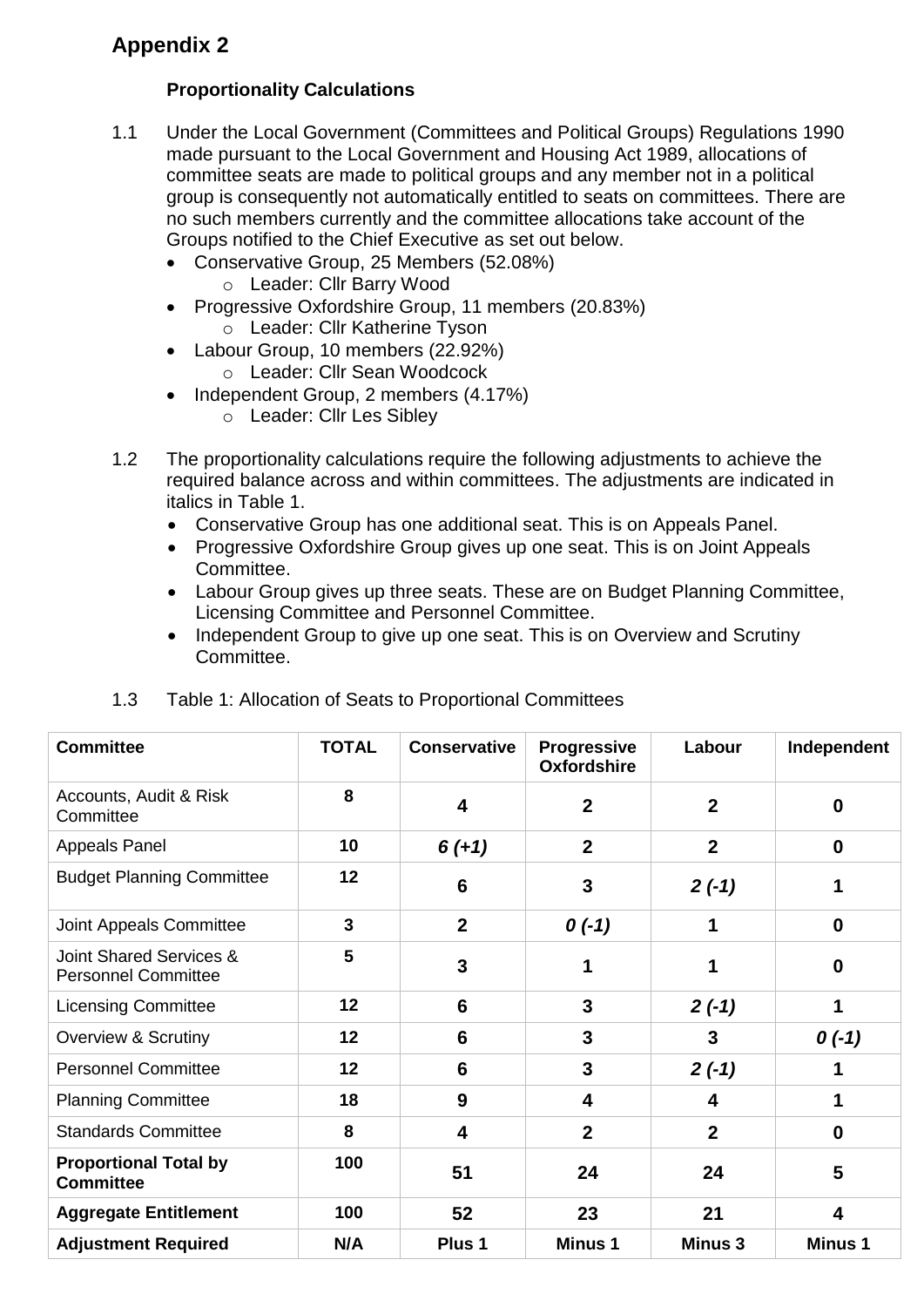## Appendix 2

### Proportionality Calculations

1.1 Under the Local Government (Committees and Political Groups) Regulations 1990 made pursuant to the Local Government and Housing Act 1989, allocations of committee seats are made to political groups and any member not in a political group is consequently not automatically entitled to seats on committees. There are no such members currently and the committee allocations take account of the Groups notified to the Chief Executive as set out below.

- Conservative Group, 25 Members (52.08%)
    - Leader: Cllr Barry Wood
- Progressive Oxfordshire Group, 11 members (20.83%)
    - Leader: Cllr Katherine Tyson
- Labour Group, 10 members (22.92%)
    - Leader: Cllr Sean Woodcock
- Independent Group, 2 members (4.17%)
    - Leader: Cllr Les Sibley

1.2 The proportionality calculations require the following adjustments to achieve the required balance across and within committees. The adjustments are indicated in italics in Table 1.

- Conservative Group has one additional seat. This is on Appeals Panel.
- Progressive Oxfordshire Group gives up one seat. This is on Joint Appeals Committee.
- Labour Group gives up three seats. These are on Budget Planning Committee, Licensing Committee and Personnel Committee.
- Independent Group to give up one seat. This is on Overview and Scrutiny Committee.

1.3 Table 1: Allocation of Seats to Proportional Committees

| Committee | TOTAL | Conservative | Progressive Oxfordshire | Labour | Independent |
|---|---|---|---|---|---|
| Accounts, Audit & Risk Committee | 8 | 4 | 2 | 2 | 0 |
| Appeals Panel | 10 | *6 (+1)* | 2 | 2 | 0 |
| Budget Planning Committee | 12 | 6 | 3 | *2 (-1)* | 1 |
| Joint Appeals Committee | 3 | 2 | *0 (-1)* | 1 | 0 |
| Joint Shared Services & Personnel Committee | 5 | 3 | 1 | 1 | 0 |
| Licensing Committee | 12 | 6 | 3 | *2 (-1)* | 1 |
| Overview & Scrutiny | 12 | 6 | 3 | 3 | *0 (-1)* |
| Personnel Committee | 12 | 6 | 3 | *2 (-1)* | 1 |
| Planning Committee | 18 | 9 | 4 | 4 | 1 |
| Standards Committee | 8 | 4 | 2 | 2 | 0 |
| **Proportional Total by Committee** | **100** | **51** | **24** | **24** | **5** |
| **Aggregate Entitlement** | **100** | **52** | **23** | **21** | **4** |
| **Adjustment Required** | **N/A** | **Plus 1** | **Minus 1** | **Minus 3** | **Minus 1** |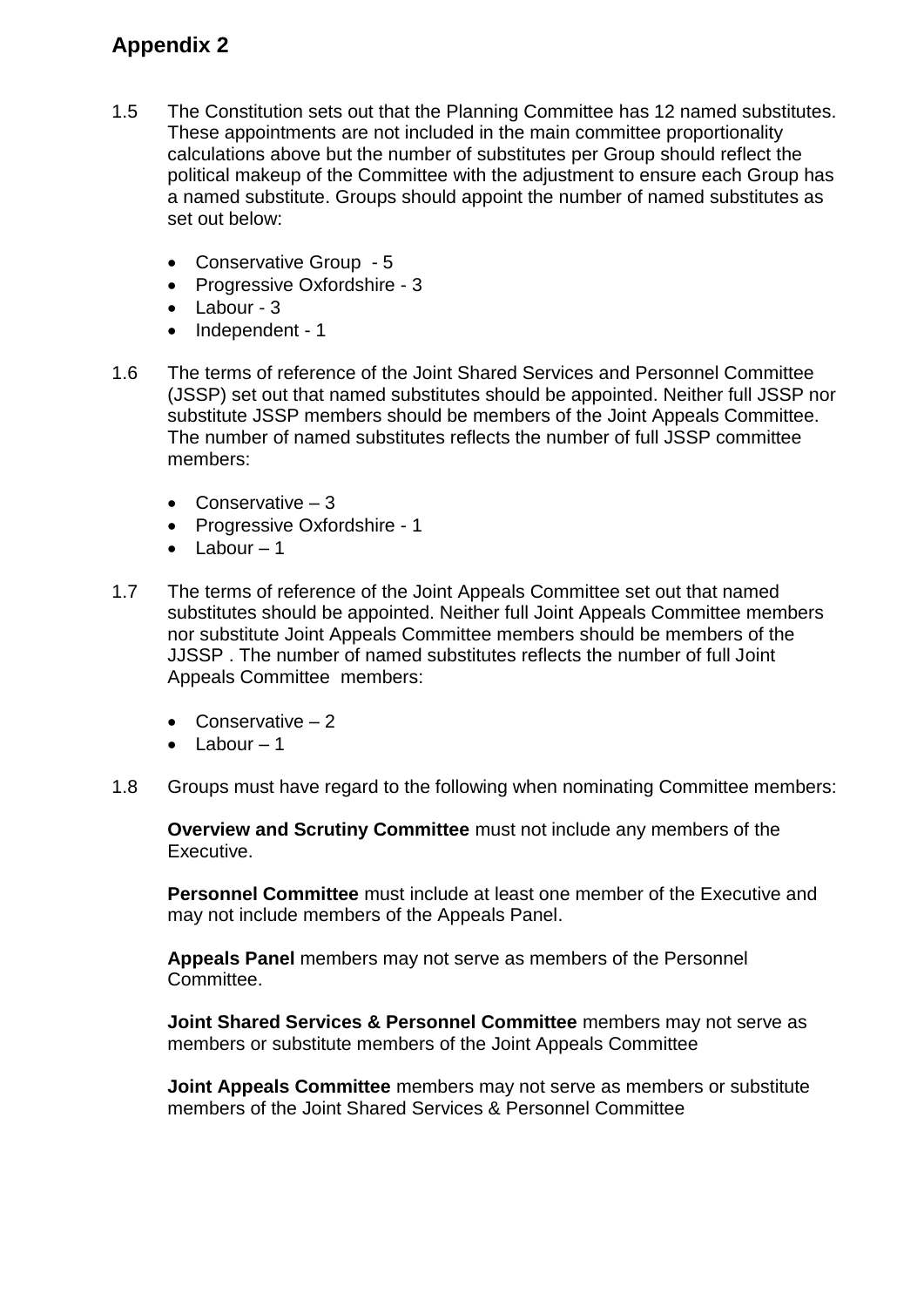## Appendix 2

1.5 The Constitution sets out that the Planning Committee has 12 named substitutes. These appointments are not included in the main committee proportionality calculations above but the number of substitutes per Group should reflect the political makeup of the Committee with the adjustment to ensure each Group has a named substitute. Groups should appoint the number of named substitutes as set out below:

- Conservative Group - 5
- Progressive Oxfordshire - 3
- Labour - 3
- Independent - 1

1.6 The terms of reference of the Joint Shared Services and Personnel Committee (JSSP) set out that named substitutes should be appointed. Neither full JSSP nor substitute JSSP members should be members of the Joint Appeals Committee. The number of named substitutes reflects the number of full JSSP committee members:

- Conservative – 3
- Progressive Oxfordshire - 1
- Labour – 1

1.7 The terms of reference of the Joint Appeals Committee set out that named substitutes should be appointed. Neither full Joint Appeals Committee members nor substitute Joint Appeals Committee members should be members of the JJSSP . The number of named substitutes reflects the number of full Joint Appeals Committee members:

- Conservative – 2
- Labour – 1

1.8 Groups must have regard to the following when nominating Committee members:

**Overview and Scrutiny Committee** must not include any members of the Executive.

**Personnel Committee** must include at least one member of the Executive and may not include members of the Appeals Panel.

**Appeals Panel** members may not serve as members of the Personnel Committee.

**Joint Shared Services & Personnel Committee** members may not serve as members or substitute members of the Joint Appeals Committee

**Joint Appeals Committee** members may not serve as members or substitute members of the Joint Shared Services & Personnel Committee